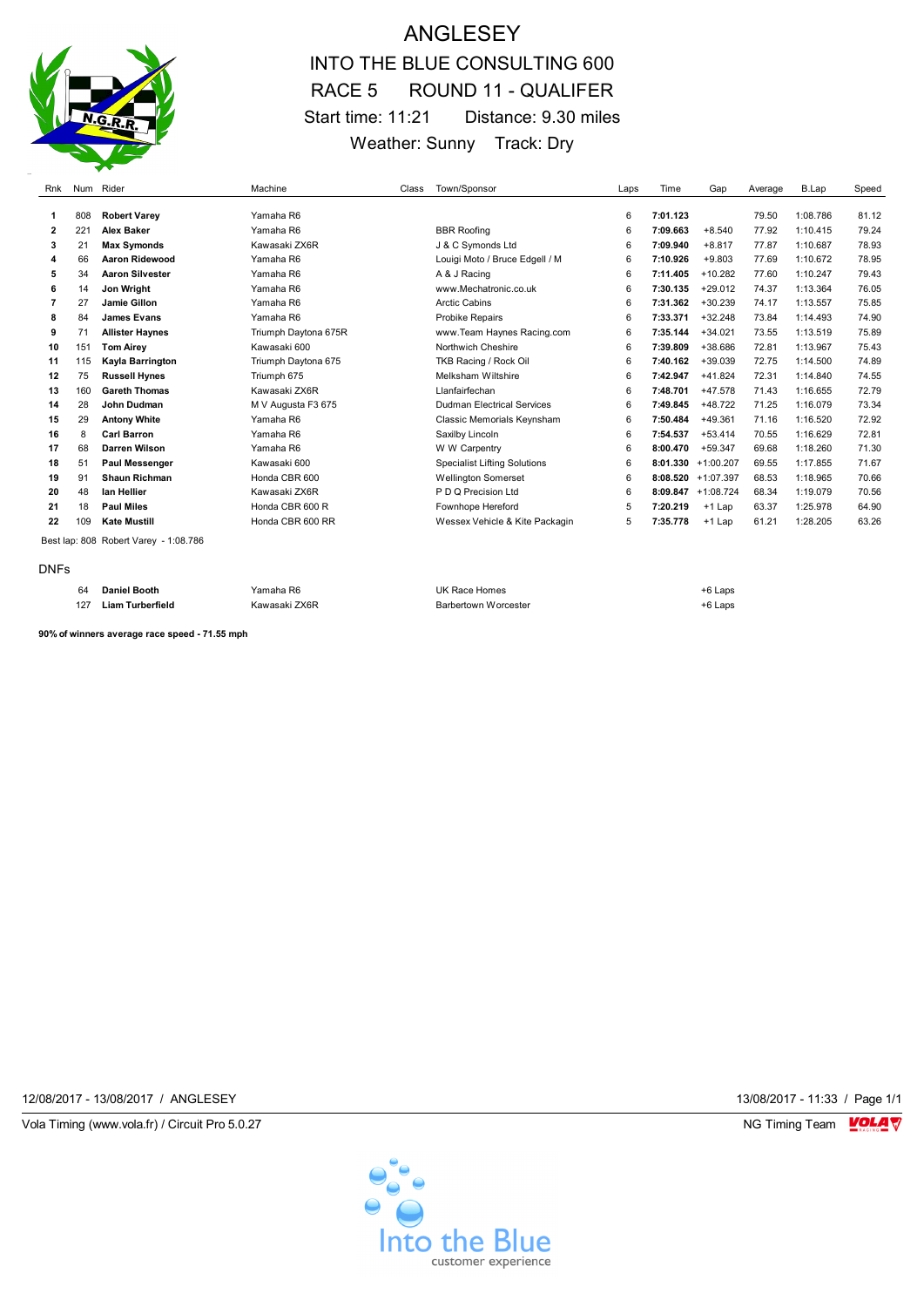# ANGLESEY

## INTO THE BLUE CONSULTING 600

## RACE 5 ROUND 11 - QUALIFER

Start time: 11:21 Distance: 9.30 miles

Weather: Sunny Track: Dry

| Rnk | Num | Rider | Machine | Class | Town/Sponsor | Laps | Time | Gap | Average | B.Lap | Speed |
|---|---|---|---|---|---|---|---|---|---|---|---|
| 1 | 808 | **Robert Varey** | Yamaha R6 | | | 6 | **7:01.123** | | 79.50 | 1:08.786 | 81.12 |
| 2 | 221 | **Alex Baker** | Yamaha R6 | | BBR Roofing | 6 | **7:09.663** | +8.540 | 77.92 | 1:10.415 | 79.24 |
| 3 | 21 | **Max Symonds** | Kawasaki ZX6R | | J & C Symonds Ltd | 6 | **7:09.940** | +8.817 | 77.87 | 1:10.687 | 78.93 |
| 4 | 66 | **Aaron Ridewood** | Yamaha R6 | | Louigi Moto / Bruce Edgell / M | 6 | **7:10.926** | +9.803 | 77.69 | 1:10.672 | 78.95 |
| 5 | 34 | **Aaron Silvester** | Yamaha R6 | | A & J Racing | 6 | **7:11.405** | +10.282 | 77.60 | 1:10.247 | 79.43 |
| 6 | 14 | **Jon Wright** | Yamaha R6 | | www.Mechatronic.co.uk | 6 | **7:30.135** | +29.012 | 74.37 | 1:13.364 | 76.05 |
| 7 | 27 | **Jamie Gillon** | Yamaha R6 | | Arctic Cabins | 6 | **7:31.362** | +30.239 | 74.17 | 1:13.557 | 75.85 |
| 8 | 84 | **James Evans** | Yamaha R6 | | Probike Repairs | 6 | **7:33.371** | +32.248 | 73.84 | 1:14.493 | 74.90 |
| 9 | 71 | **Allister Haynes** | Triumph Daytona 675R | | www.Team Haynes Racing.com | 6 | **7:35.144** | +34.021 | 73.55 | 1:13.519 | 75.89 |
| 10 | 151 | **Tom Airey** | Kawasaki 600 | | Northwich Cheshire | 6 | **7:39.809** | +38.686 | 72.81 | 1:13.967 | 75.43 |
| 11 | 115 | **Kayla Barrington** | Triumph Daytona 675 | | TKB Racing / Rock Oil | 6 | **7:40.162** | +39.039 | 72.75 | 1:14.500 | 74.89 |
| 12 | 75 | **Russell Hynes** | Triumph 675 | | Melksham Wiltshire | 6 | **7:42.947** | +41.824 | 72.31 | 1:14.840 | 74.55 |
| 13 | 160 | **Gareth Thomas** | Kawasaki ZX6R | | Llanfairfechan | 6 | **7:48.701** | +47.578 | 71.43 | 1:16.655 | 72.79 |
| 14 | 28 | **John Dudman** | M V Augusta F3 675 | | Dudman Electrical Services | 6 | **7:49.845** | +48.722 | 71.25 | 1:16.079 | 73.34 |
| 15 | 29 | **Antony White** | Yamaha R6 | | Classic Memorials Keynsham | 6 | **7:50.484** | +49.361 | 71.16 | 1:16.520 | 72.92 |
| 16 | 8 | **Carl Barron** | Yamaha R6 | | Saxilby Lincoln | 6 | **7:54.537** | +53.414 | 70.55 | 1:16.629 | 72.81 |
| 17 | 68 | **Darren Wilson** | Yamaha R6 | | W W Carpentry | 6 | **8:00.470** | +59.347 | 69.68 | 1:18.260 | 71.30 |
| 18 | 51 | **Paul Messenger** | Kawasaki 600 | | Specialist Lifting Solutions | 6 | **8:01.330** | +1:00.207 | 69.55 | 1:17.855 | 71.67 |
| 19 | 91 | **Shaun Richman** | Honda CBR 600 | | Wellington Somerset | 6 | **8:08.520** | +1:07.397 | 68.53 | 1:18.965 | 70.66 |
| 20 | 48 | **Ian Hellier** | Kawasaki ZX6R | | P D Q Precision Ltd | 6 | **8:09.847** | +1:08.724 | 68.34 | 1:19.079 | 70.56 |
| 21 | 18 | **Paul Miles** | Honda CBR 600 R | | Fownhope Hereford | 5 | **7:20.219** | +1 Lap | 63.37 | 1:25.978 | 64.90 |
| 22 | 109 | **Kate Mustill** | Honda CBR 600 RR | | Wessex Vehicle & Kite Packagin | 5 | **7:35.778** | +1 Lap | 61.21 | 1:28.205 | 63.26 |

Best lap: 808 Robert Varey - 1:08.786

DNFs

| Num | Rider | Machine | Town/Sponsor | Gap |
|---|---|---|---|---|
| 64 | **Daniel Booth** | Yamaha R6 | UK Race Homes | +6 Laps |
| 127 | **Liam Turberfield** | Kawasaki ZX6R | Barbertown Worcester | +6 Laps |

**90% of winners average race speed - 71.55 mph**

12/08/2017 - 13/08/2017 / ANGLESEY 13/08/2017 - 11:33

Vola Timing (www.vola.fr) / Circuit Pro 5.0.27 NG Timing Team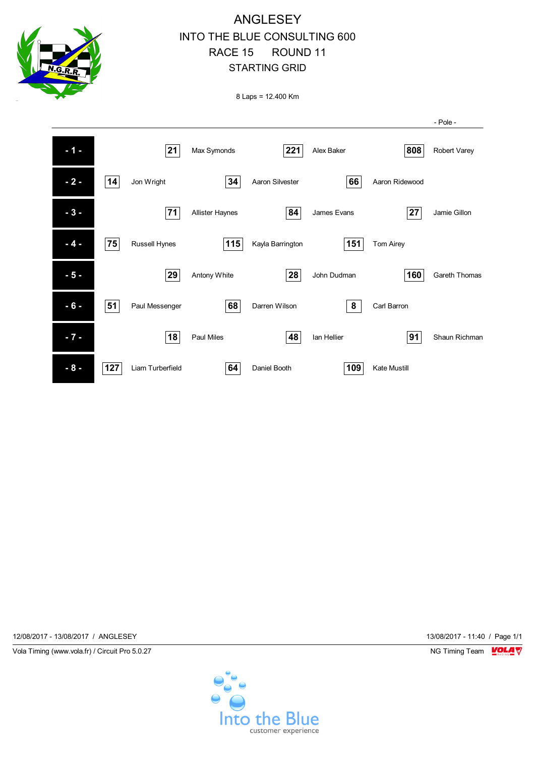# ANGLESEY

## INTO THE BLUE CONSULTING 600

## RACE 15 ROUND 11

## STARTING GRID

8 Laps = 12.400 Km

- Pole -

| Row | No. | Driver | No. | Driver | No. | Driver |
|---|---|---|---|---|---|---|
| - 1 - | 21 | Max Symonds | 221 | Alex Baker | 808 | Robert Varey |
| - 2 - | 14 | Jon Wright | 34 | Aaron Silvester | 66 | Aaron Ridewood |
| - 3 - | 71 | Allister Haynes | 84 | James Evans | 27 | Jamie Gillon |
| - 4 - | 75 | Russell Hynes | 115 | Kayla Barrington | 151 | Tom Airey |
| - 5 - | 29 | Antony White | 28 | John Dudman | 160 | Gareth Thomas |
| - 6 - | 51 | Paul Messenger | 68 | Darren Wilson | 8 | Carl Barron |
| - 7 - | 18 | Paul Miles | 48 | Ian Hellier | 91 | Shaun Richman |
| - 8 - | 127 | Liam Turberfield | 64 | Daniel Booth | 109 | Kate Mustill |

12/08/2017 - 13/08/2017 / ANGLESEY

13/08/2017 - 11:40

Vola Timing (www.vola.fr) / Circuit Pro 5.0.27

NG Timing Team

Into the Blue customer experience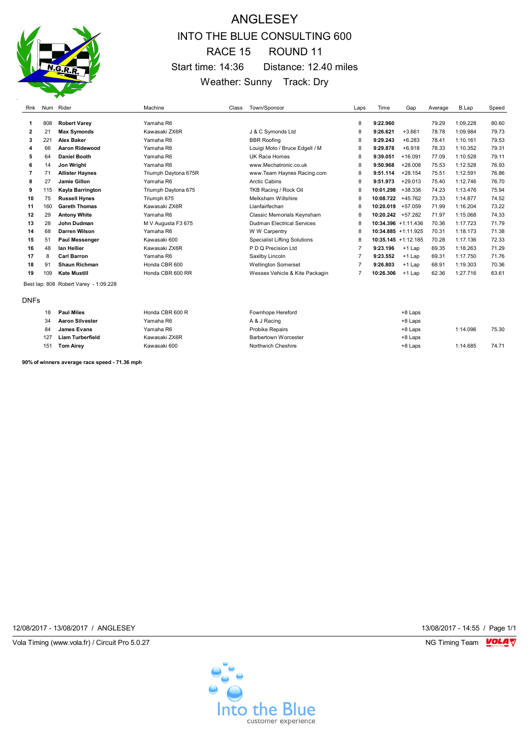# ANGLESEY

## INTO THE BLUE CONSULTING 600

## RACE 15 ROUND 11

Start time: 14:36 Distance: 12.40 miles

Weather: Sunny Track: Dry

| Rnk | Num | Rider | Machine | Class | Town/Sponsor | Laps | Time | Gap | Average | B.Lap | Speed |
|---|---|---|---|---|---|---|---|---|---|---|---|
| 1 | 808 | **Robert Varey** | Yamaha R6 | | | 8 | **9:22.960** | | 79.29 | 1:09.228 | 80.60 |
| 2 | 21 | **Max Symonds** | Kawasaki ZX6R | | J & C Symonds Ltd | 8 | **9:26.621** | +3.661 | 78.78 | 1:09.984 | 79.73 |
| 3 | 221 | **Alex Baker** | Yamaha R6 | | BBR Roofing | 8 | **9:29.243** | +6.283 | 78.41 | 1:10.161 | 79.53 |
| 4 | 66 | **Aaron Ridewood** | Yamaha R6 | | Louigi Moto / Bruce Edgell / M | 8 | **9:29.878** | +6.918 | 78.33 | 1:10.352 | 79.31 |
| 5 | 64 | **Daniel Booth** | Yamaha R6 | | UK Race Homes | 8 | **9:39.051** | +16.091 | 77.09 | 1:10.528 | 79.11 |
| 6 | 14 | **Jon Wright** | Yamaha R6 | | www.Mechatronic.co.uk | 8 | **9:50.968** | +28.008 | 75.53 | 1:12.528 | 76.93 |
| 7 | 71 | **Allister Haynes** | Triumph Daytona 675R | | www.Team Haynes Racing.com | 8 | **9:51.114** | +28.154 | 75.51 | 1:12.591 | 76.86 |
| 8 | 27 | **Jamie Gillon** | Yamaha R6 | | Arctic Cabins | 8 | **9:51.973** | +29.013 | 75.40 | 1:12.746 | 76.70 |
| 9 | 115 | **Kayla Barrington** | Triumph Daytona 675 | | TKB Racing / Rock Oil | 8 | **10:01.298** | +38.338 | 74.23 | 1:13.476 | 75.94 |
| 10 | 75 | **Russell Hynes** | Triumph 675 | | Melksham Wiltshire | 8 | **10:08.722** | +45.762 | 73.33 | 1:14.877 | 74.52 |
| 11 | 160 | **Gareth Thomas** | Kawasaki ZX6R | | Llanfairfechan | 8 | **10:20.019** | +57.059 | 71.99 | 1:16.204 | 73.22 |
| 12 | 29 | **Antony White** | Yamaha R6 | | Classic Memorials Keynsham | 8 | **10:20.242** | +57.282 | 71.97 | 1:15.068 | 74.33 |
| 13 | 28 | **John Dudman** | M V Augusta F3 675 | | Dudman Electrical Services | 8 | **10:34.396** | +1:11.436 | 70.36 | 1:17.723 | 71.79 |
| 14 | 68 | **Darren Wilson** | Yamaha R6 | | W W Carpentry | 8 | **10:34.885** | +1:11.925 | 70.31 | 1:18.173 | 71.38 |
| 15 | 51 | **Paul Messenger** | Kawasaki 600 | | Specialist Lifting Solutions | 8 | **10:35.145** | +1:12.185 | 70.28 | 1:17.136 | 72.33 |
| 16 | 48 | **Ian Hellier** | Kawasaki ZX6R | | P D Q Precision Ltd | 7 | **9:23.196** | +1 Lap | 69.35 | 1:18.263 | 71.29 |
| 17 | 8 | **Carl Barron** | Yamaha R6 | | Saxilby Lincoln | 7 | **9:23.552** | +1 Lap | 69.31 | 1:17.750 | 71.76 |
| 18 | 91 | **Shaun Richman** | Honda CBR 600 | | Wellington Somerset | 7 | **9:26.803** | +1 Lap | 68.91 | 1:19.303 | 70.36 |
| 19 | 109 | **Kate Mustill** | Honda CBR 600 RR | | Wessex Vehicle & Kite Packagin | 7 | **10:26.306** | +1 Lap | 62.36 | 1:27.716 | 63.61 |

Best lap: 808 Robert Varey - 1:09.228

### DNFs

| Num | Rider | Machine | Town/Sponsor | Gap | B.Lap | Speed |
|---|---|---|---|---|---|---|
| 18 | **Paul Miles** | Honda CBR 600 R | Fownhope Hereford | +8 Laps | | |
| 34 | **Aaron Silvester** | Yamaha R6 | A & J Racing | +8 Laps | | |
| 84 | **James Evans** | Yamaha R6 | Probike Repairs | +8 Laps | 1:14.096 | 75.30 |
| 127 | **Liam Turberfield** | Kawasaki ZX6R | Barbertown Worcester | +8 Laps | | |
| 151 | **Tom Airey** | Kawasaki 600 | Northwich Cheshire | +8 Laps | 1:14.685 | 74.71 |

**90% of winners average race speed - 71.36 mph**

12/08/2017 - 13/08/2017 / ANGLESEY 13/08/2017 - 14:55

Vola Timing (www.vola.fr) / Circuit Pro 5.0.27 NG Timing Team

Into the Blue customer experience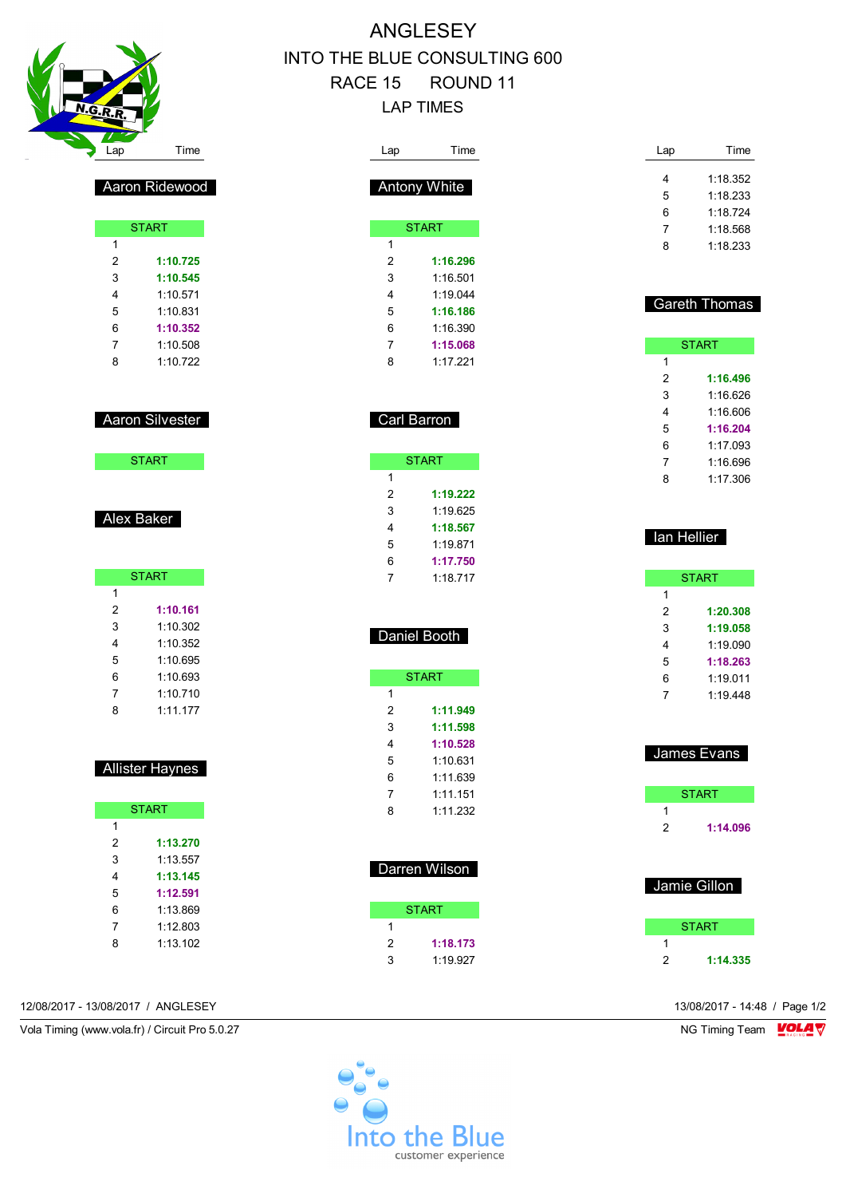# ANGLESEY

## INTO THE BLUE CONSULTING 600

## RACE 15 ROUND 11

## LAP TIMES

### Aaron Ridewood

| Lap | Time |
|---|---|
| START | |
| 1 | |
| 2 | **1:10.725** |
| 3 | **1:10.545** |
| 4 | 1:10.571 |
| 5 | 1:10.831 |
| 6 | **1:10.352** |
| 7 | 1:10.508 |
| 8 | 1:10.722 |

### Aaron Silvester

| Lap | Time |
|---|---|
| START | |

### Alex Baker

| Lap | Time |
|---|---|
| START | |
| 1 | |
| 2 | **1:10.161** |
| 3 | 1:10.302 |
| 4 | 1:10.352 |
| 5 | 1:10.695 |
| 6 | 1:10.693 |
| 7 | 1:10.710 |
| 8 | 1:11.177 |

### Allister Haynes

| Lap | Time |
|---|---|
| START | |
| 1 | |
| 2 | **1:13.270** |
| 3 | 1:13.557 |
| 4 | **1:13.145** |
| 5 | **1:12.591** |
| 6 | 1:13.869 |
| 7 | 1:12.803 |
| 8 | 1:13.102 |

### Antony White

| Lap | Time |
|---|---|
| START | |
| 1 | |
| 2 | **1:16.296** |
| 3 | 1:16.501 |
| 4 | 1:19.044 |
| 5 | **1:16.186** |
| 6 | 1:16.390 |
| 7 | **1:15.068** |
| 8 | 1:17.221 |

### Carl Barron

| Lap | Time |
|---|---|
| START | |
| 1 | |
| 2 | **1:19.222** |
| 3 | 1:19.625 |
| 4 | **1:18.567** |
| 5 | 1:19.871 |
| 6 | **1:17.750** |
| 7 | 1:18.717 |

### Daniel Booth

| Lap | Time |
|---|---|
| START | |
| 1 | |
| 2 | **1:11.949** |
| 3 | **1:11.598** |
| 4 | **1:10.528** |
| 5 | 1:10.631 |
| 6 | 1:11.639 |
| 7 | 1:11.151 |
| 8 | 1:11.232 |

### Darren Wilson

| Lap | Time |
|---|---|
| START | |
| 1 | |
| 2 | **1:18.173** |
| 3 | 1:19.927 |
| 4 | 1:18.352 |
| 5 | 1:18.233 |
| 6 | 1:18.724 |
| 7 | 1:18.568 |
| 8 | 1:18.233 |

### Gareth Thomas

| Lap | Time |
|---|---|
| START | |
| 1 | |
| 2 | **1:16.496** |
| 3 | 1:16.626 |
| 4 | 1:16.606 |
| 5 | **1:16.204** |
| 6 | 1:17.093 |
| 7 | 1:16.696 |
| 8 | 1:17.306 |

### Ian Hellier

| Lap | Time |
|---|---|
| START | |
| 1 | |
| 2 | **1:20.308** |
| 3 | **1:19.058** |
| 4 | 1:19.090 |
| 5 | **1:18.263** |
| 6 | 1:19.011 |
| 7 | 1:19.448 |

### James Evans

| Lap | Time |
|---|---|
| START | |
| 1 | |
| 2 | **1:14.096** |

### Jamie Gillon

| Lap | Time |
|---|---|
| START | |
| 1 | |
| 2 | **1:14.335** |

12/08/2017 - 13/08/2017 / ANGLESEY

13/08/2017 - 14:48

Vola Timing (www.vola.fr) / Circuit Pro 5.0.27

NG Timing Team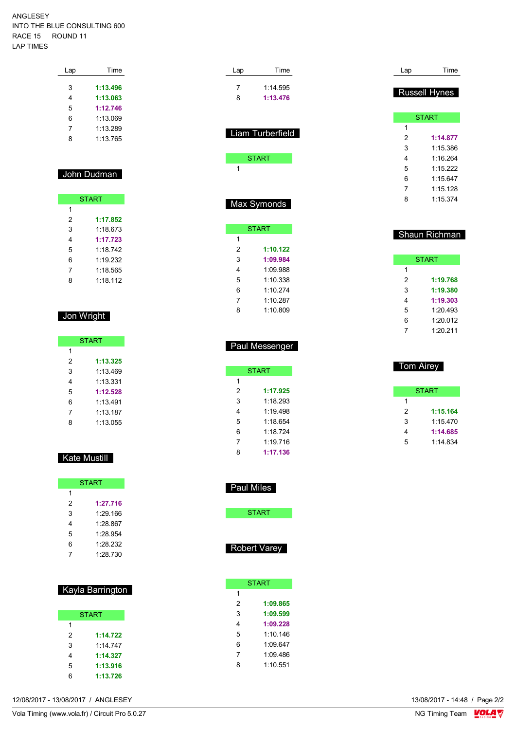ANGLESEY
INTO THE BLUE CONSULTING 600
RACE 15 ROUND 11
LAP TIMES

| Lap | Time |
|---|---|
| 3 | **1:13.496** |
| 4 | **1:13.063** |
| 5 | **1:12.746** |
| 6 | 1:13.069 |
| 7 | 1:13.289 |
| 8 | 1:13.765 |

## John Dudman

| Lap | Time |
|---|---|
| START | |
| 1 | |
| 2 | **1:17.852** |
| 3 | 1:18.673 |
| 4 | **1:17.723** |
| 5 | 1:18.742 |
| 6 | 1:19.232 |
| 7 | 1:18.565 |
| 8 | 1:18.112 |

## Jon Wright

| Lap | Time |
|---|---|
| START | |
| 1 | |
| 2 | **1:13.325** |
| 3 | 1:13.469 |
| 4 | 1:13.331 |
| 5 | **1:12.528** |
| 6 | 1:13.491 |
| 7 | 1:13.187 |
| 8 | 1:13.055 |

## Kate Mustill

| Lap | Time |
|---|---|
| START | |
| 1 | |
| 2 | **1:27.716** |
| 3 | 1:29.166 |
| 4 | 1:28.867 |
| 5 | 1:28.954 |
| 6 | 1:28.232 |
| 7 | 1:28.730 |

## Kayla Barrington

| Lap | Time |
|---|---|
| START | |
| 1 | |
| 2 | **1:14.722** |
| 3 | 1:14.747 |
| 4 | **1:14.327** |
| 5 | **1:13.916** |
| 6 | **1:13.726** |

| Lap | Time |
|---|---|
| 7 | 1:14.595 |
| 8 | **1:13.476** |

## Liam Turberfield

| Lap | Time |
|---|---|
| START | |
| 1 | |

## Max Symonds

| Lap | Time |
|---|---|
| START | |
| 1 | |
| 2 | **1:10.122** |
| 3 | **1:09.984** |
| 4 | 1:09.988 |
| 5 | 1:10.338 |
| 6 | 1:10.274 |
| 7 | 1:10.287 |
| 8 | 1:10.809 |

## Paul Messenger

| Lap | Time |
|---|---|
| START | |
| 1 | |
| 2 | **1:17.925** |
| 3 | 1:18.293 |
| 4 | 1:19.498 |
| 5 | 1:18.654 |
| 6 | 1:18.724 |
| 7 | 1:19.716 |
| 8 | **1:17.136** |

## Paul Miles

| Lap | Time |
|---|---|
| START | |

## Robert Varey

| Lap | Time |
|---|---|
| START | |
| 1 | |
| 2 | **1:09.865** |
| 3 | **1:09.599** |
| 4 | **1:09.228** |
| 5 | 1:10.146 |
| 6 | 1:09.647 |
| 7 | 1:09.486 |
| 8 | 1:10.551 |

## Russell Hynes

| Lap | Time |
|---|---|
| START | |
| 1 | |
| 2 | **1:14.877** |
| 3 | 1:15.386 |
| 4 | 1:16.264 |
| 5 | 1:15.222 |
| 6 | 1:15.647 |
| 7 | 1:15.128 |
| 8 | 1:15.374 |

## Shaun Richman

| Lap | Time |
|---|---|
| START | |
| 1 | |
| 2 | **1:19.768** |
| 3 | **1:19.380** |
| 4 | **1:19.303** |
| 5 | 1:20.493 |
| 6 | 1:20.012 |
| 7 | 1:20.211 |

## Tom Airey

| Lap | Time |
|---|---|
| START | |
| 1 | |
| 2 | **1:15.164** |
| 3 | 1:15.470 |
| 4 | **1:14.685** |
| 5 | 1:14.834 |

12/08/2017 - 13/08/2017 / ANGLESEY

13/08/2017 - 14:48

Vola Timing (www.vola.fr) / Circuit Pro 5.0.27

NG Timing Team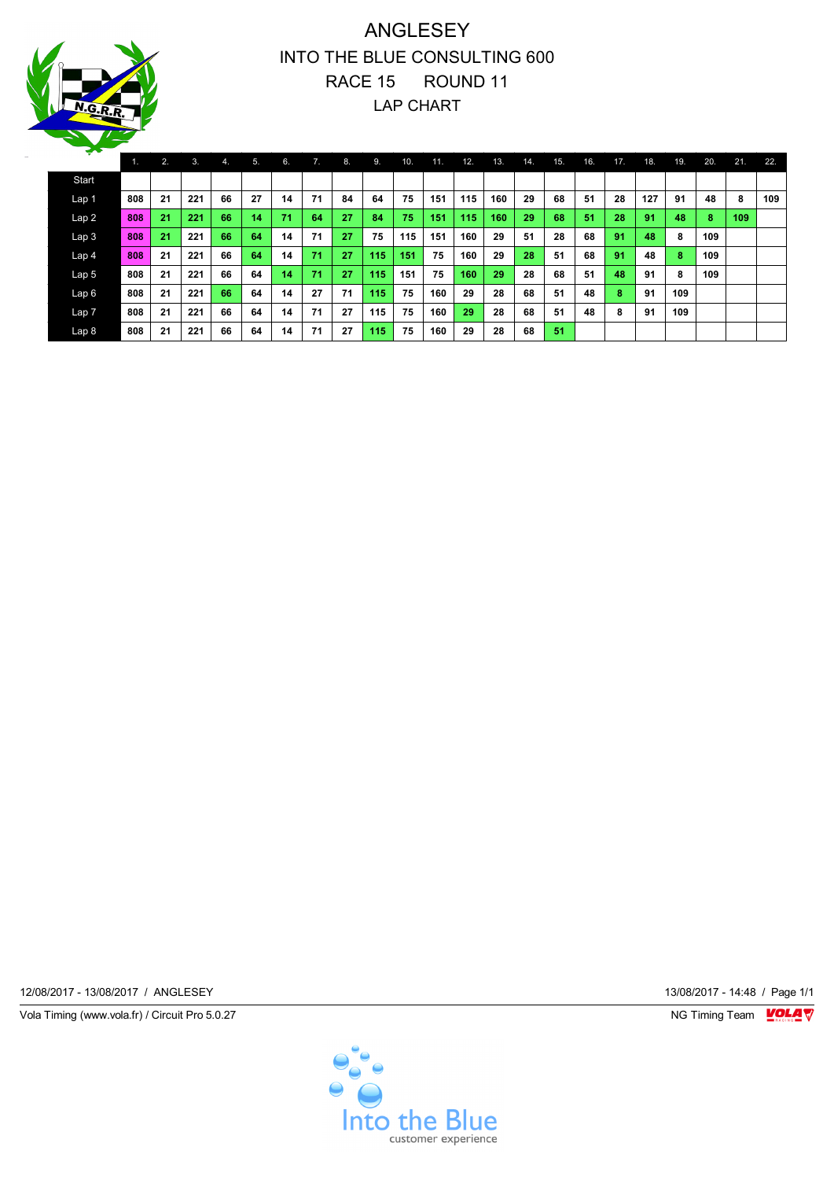# ANGLESEY

## INTO THE BLUE CONSULTING 600

## RACE 15 ROUND 11

## LAP CHART

| | 1. | 2. | 3. | 4. | 5. | 6. | 7. | 8. | 9. | 10. | 11. | 12. | 13. | 14. | 15. | 16. | 17. | 18. | 19. | 20. | 21. | 22. |
|---|---|---|---|---|---|---|---|---|---|---|---|---|---|---|---|---|---|---|---|---|---|---|
| Start | | | | | | | | | | | | | | | | | | | | | | |
| Lap 1 | 808 | 21 | 221 | 66 | 27 | 14 | 71 | 84 | 64 | 75 | 151 | 115 | 160 | 29 | 68 | 51 | 28 | 127 | 91 | 48 | 8 | 109 |
| Lap 2 | 808 | 21 | 221 | 66 | 14 | 71 | 64 | 27 | 84 | 75 | 151 | 115 | 160 | 29 | 68 | 51 | 28 | 91 | 48 | 8 | 109 | |
| Lap 3 | 808 | 21 | 221 | 66 | 64 | 14 | 71 | 27 | 75 | 115 | 151 | 160 | 29 | 51 | 28 | 68 | 91 | 48 | 8 | 109 | | |
| Lap 4 | 808 | 21 | 221 | 66 | 64 | 14 | 71 | 27 | 115 | 151 | 75 | 160 | 29 | 28 | 51 | 68 | 91 | 48 | 8 | 109 | | |
| Lap 5 | 808 | 21 | 221 | 66 | 64 | 14 | 71 | 27 | 115 | 151 | 75 | 160 | 29 | 28 | 68 | 51 | 48 | 91 | 8 | 109 | | |
| Lap 6 | 808 | 21 | 221 | 66 | 64 | 14 | 27 | 71 | 115 | 75 | 160 | 29 | 28 | 68 | 51 | 48 | 8 | 91 | 109 | | | |
| Lap 7 | 808 | 21 | 221 | 66 | 64 | 14 | 71 | 27 | 115 | 75 | 160 | 29 | 28 | 68 | 51 | 48 | 8 | 91 | 109 | | | |
| Lap 8 | 808 | 21 | 221 | 66 | 64 | 14 | 71 | 27 | 115 | 75 | 160 | 29 | 28 | 68 | 51 | | | | | | | |

12/08/2017 - 13/08/2017 / ANGLESEY

13/08/2017 - 14:48 / Page 1/1

Vola Timing (www.vola.fr) / Circuit Pro 5.0.27

NG Timing Team

Into the Blue
customer experience